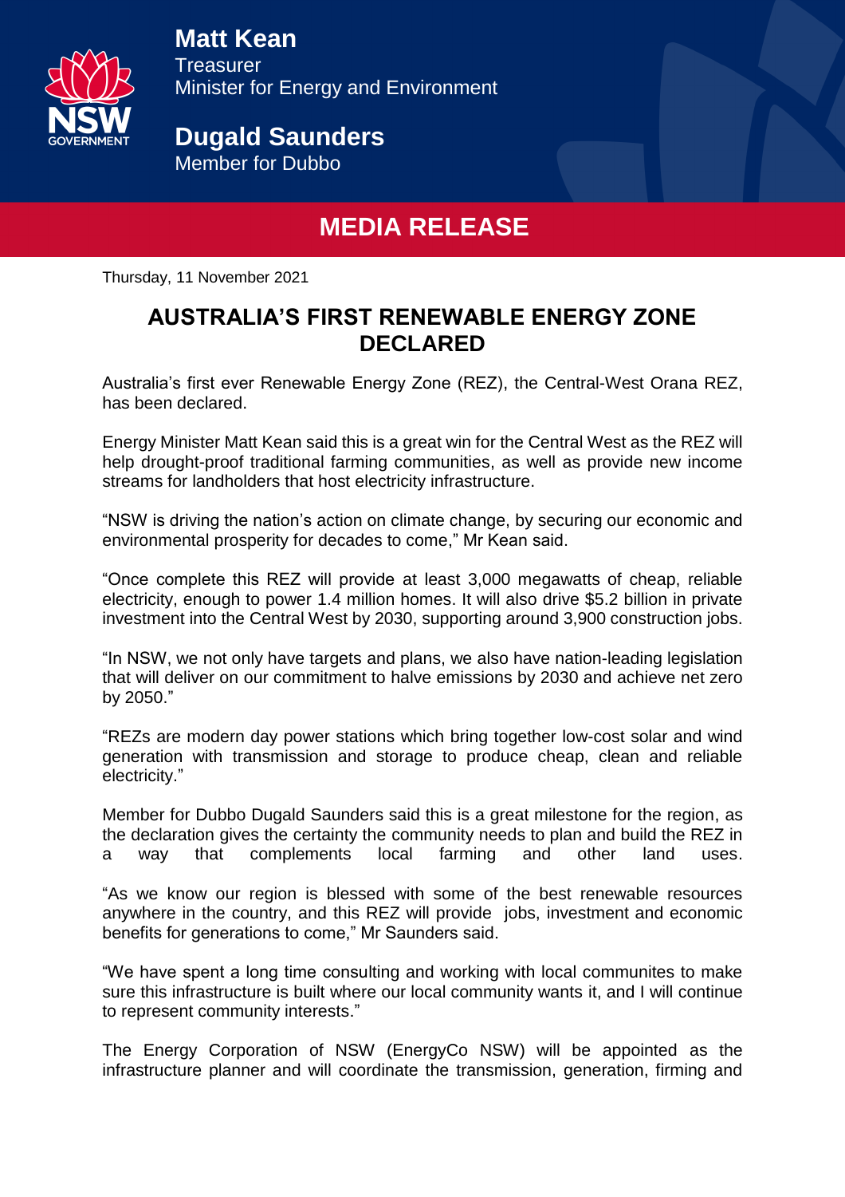**Matt Kean**
Treasurer
Minister for Energy and Environment

**Dugald Saunders**
Member for Dubbo

## MEDIA RELEASE

Thursday, 11 November 2021

# AUSTRALIA'S FIRST RENEWABLE ENERGY ZONE DECLARED

Australia's first ever Renewable Energy Zone (REZ), the Central-West Orana REZ, has been declared.

Energy Minister Matt Kean said this is a great win for the Central West as the REZ will help drought-proof traditional farming communities, as well as provide new income streams for landholders that host electricity infrastructure.

"NSW is driving the nation's action on climate change, by securing our economic and environmental prosperity for decades to come," Mr Kean said.

"Once complete this REZ will provide at least 3,000 megawatts of cheap, reliable electricity, enough to power 1.4 million homes. It will also drive $5.2 billion in private investment into the Central West by 2030, supporting around 3,900 construction jobs.

"In NSW, we not only have targets and plans, we also have nation-leading legislation that will deliver on our commitment to halve emissions by 2030 and achieve net zero by 2050."

"REZs are modern day power stations which bring together low-cost solar and wind generation with transmission and storage to produce cheap, clean and reliable electricity."

Member for Dubbo Dugald Saunders said this is a great milestone for the region, as the declaration gives the certainty the community needs to plan and build the REZ in a way that complements local farming and other land uses.

"As we know our region is blessed with some of the best renewable resources anywhere in the country, and this REZ will provide jobs, investment and economic benefits for generations to come," Mr Saunders said.

"We have spent a long time consulting and working with local communites to make sure this infrastructure is built where our local community wants it, and I will continue to represent community interests."

The Energy Corporation of NSW (EnergyCo NSW) will be appointed as the infrastructure planner and will coordinate the transmission, generation, firming and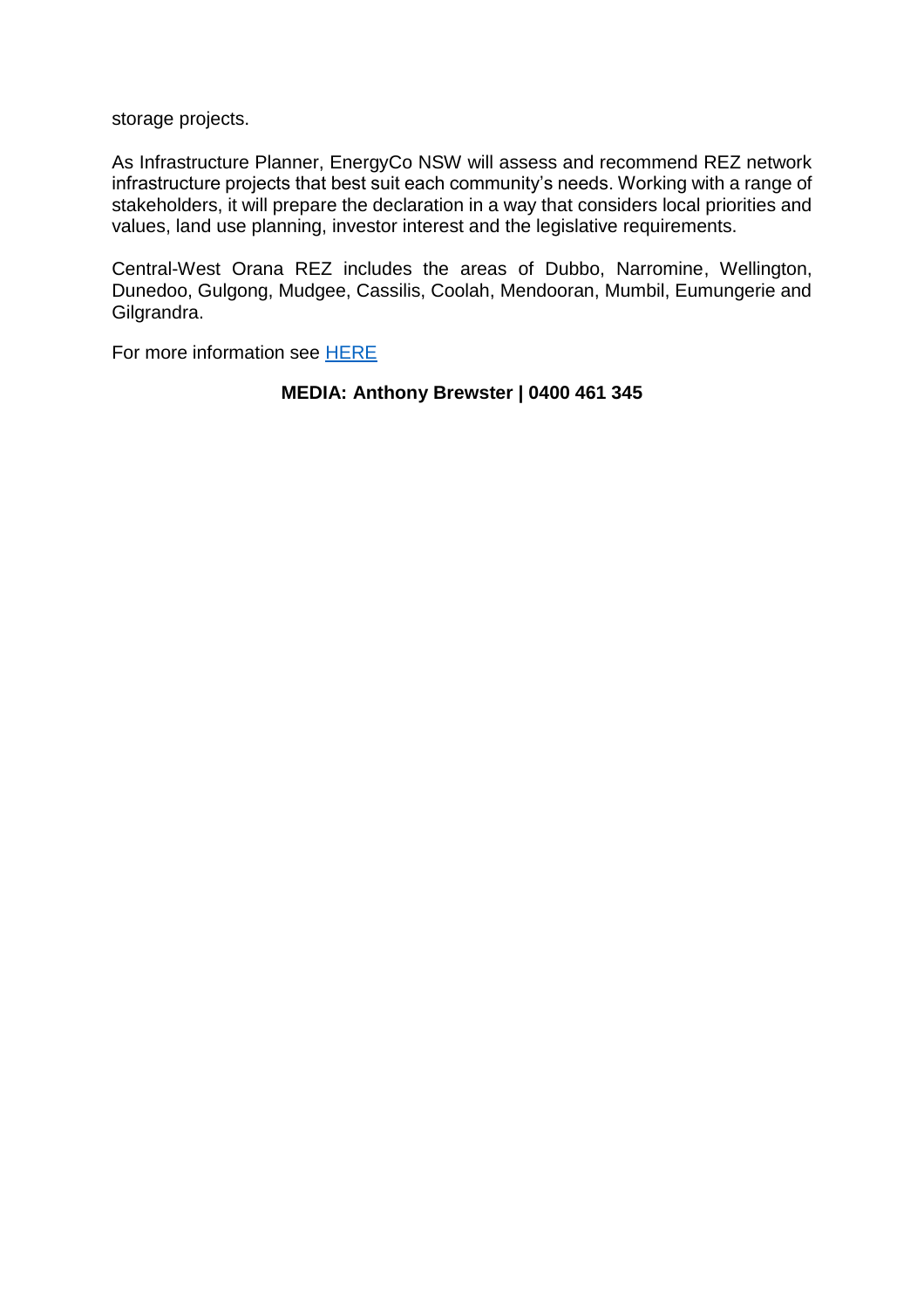storage projects.

As Infrastructure Planner, EnergyCo NSW will assess and recommend REZ network infrastructure projects that best suit each community's needs. Working with a range of stakeholders, it will prepare the declaration in a way that considers local priorities and values, land use planning, investor interest and the legislative requirements.

Central-West Orana REZ includes the areas of Dubbo, Narromine, Wellington, Dunedoo, Gulgong, Mudgee, Cassilis, Coolah, Mendooran, Mumbil, Eumungerie and Gilgrandra.

For more information see HERE

**MEDIA: Anthony Brewster | 0400 461 345**